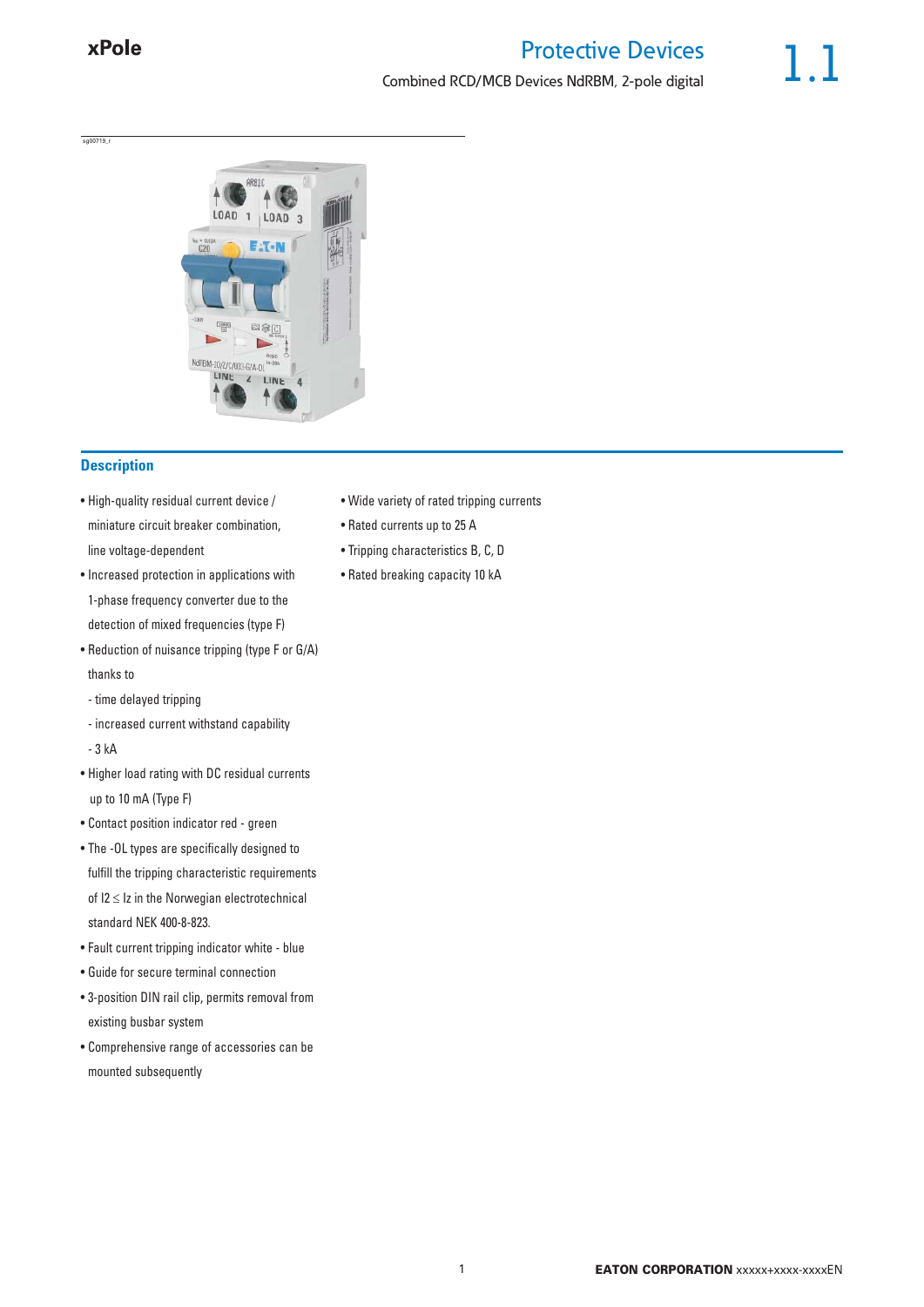# Protective Devices

Combined RCD/MCB Devices NdRBM, 2-pole digital

## Description

- High-quality residual current device / miniature circuit breaker combination, line voltage-dependent
- Increased protection in applications with 1-phase frequency converter due to the detection of mixed frequencies (type F)
- Reduction of nuisance tripping (type F or G/A) thanks to
  - time delayed tripping
  - increased current withstand capability
  - 3 kA
- Higher load rating with DC residual currents up to 10 mA (Type F)
- Contact position indicator red - green
- The -OL types are specifically designed to fulfill the tripping characteristic requirements of $I2 \leq Iz$ in the Norwegian electrotechnical standard NEK 400-8-823.
- Fault current tripping indicator white - blue
- Guide for secure terminal connection
- 3-position DIN rail clip, permits removal from existing busbar system
- Comprehensive range of accessories can be mounted subsequently
- Wide variety of rated tripping currents
- Rated currents up to 25 A
- Tripping characteristics B, C, D
- Rated breaking capacity 10 kA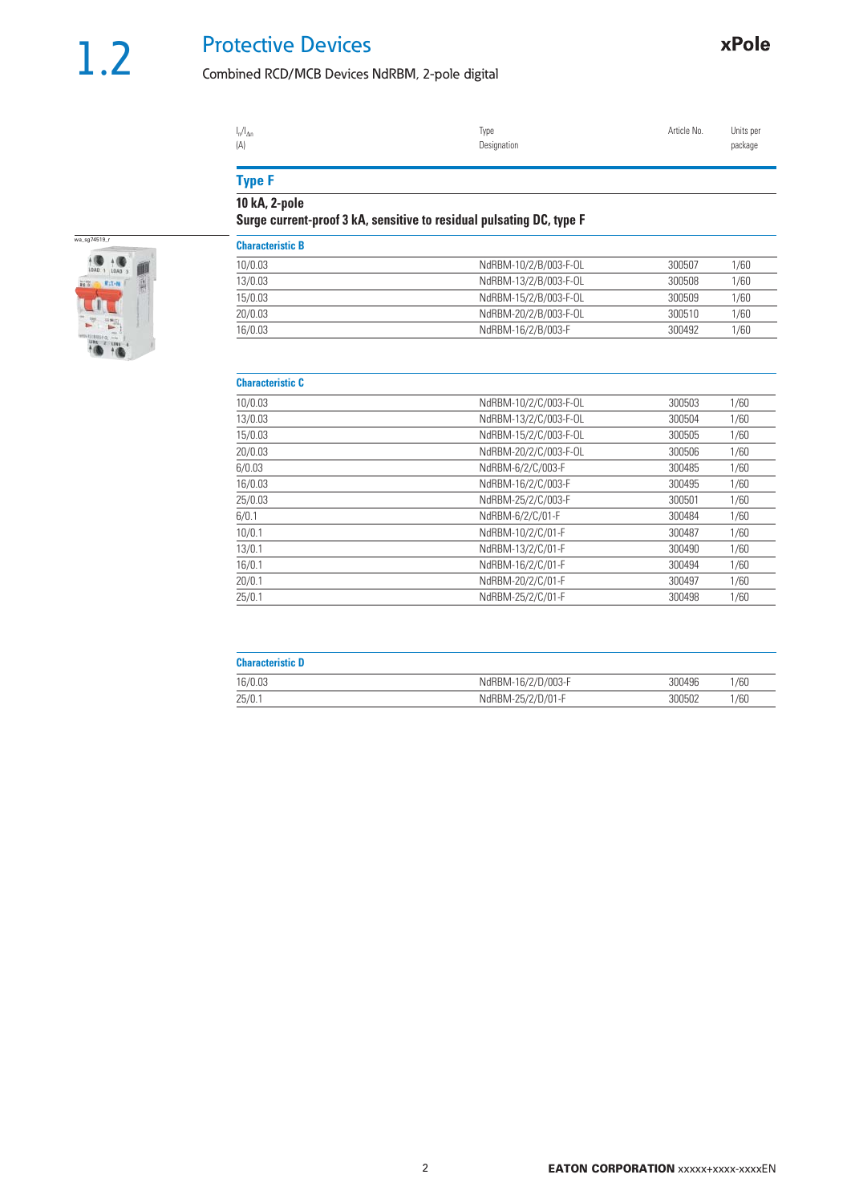# 1.2 Protective Devices

Combined RCD/MCB Devices NdRBM, 2-pole digital

wa_sg74519_r

| $I_n/I_{\Delta n}$ (A) | Type Designation | Article No. | Units per package |
|---|---|---|---|
| **Type F** | | | |
| **10 kA, 2-pole** | | | |
| **Surge current-proof 3 kA, sensitive to residual pulsating DC, type F** | | | |
| **Characteristic B** | | | |
| 10/0.03 | NdRBM-10/2/B/003-F-OL | 300507 | 1/60 |
| 13/0.03 | NdRBM-13/2/B/003-F-OL | 300508 | 1/60 |
| 15/0.03 | NdRBM-15/2/B/003-F-OL | 300509 | 1/60 |
| 20/0.03 | NdRBM-20/2/B/003-F-OL | 300510 | 1/60 |
| 16/0.03 | NdRBM-16/2/B/003-F | 300492 | 1/60 |
| **Characteristic C** | | | |
| 10/0.03 | NdRBM-10/2/C/003-F-OL | 300503 | 1/60 |
| 13/0.03 | NdRBM-13/2/C/003-F-OL | 300504 | 1/60 |
| 15/0.03 | NdRBM-15/2/C/003-F-OL | 300505 | 1/60 |
| 20/0.03 | NdRBM-20/2/C/003-F-OL | 300506 | 1/60 |
| 6/0.03 | NdRBM-6/2/C/003-F | 300485 | 1/60 |
| 16/0.03 | NdRBM-16/2/C/003-F | 300495 | 1/60 |
| 25/0.03 | NdRBM-25/2/C/003-F | 300501 | 1/60 |
| 6/0.1 | NdRBM-6/2/C/01-F | 300484 | 1/60 |
| 10/0.1 | NdRBM-10/2/C/01-F | 300487 | 1/60 |
| 13/0.1 | NdRBM-13/2/C/01-F | 300490 | 1/60 |
| 16/0.1 | NdRBM-16/2/C/01-F | 300494 | 1/60 |
| 20/0.1 | NdRBM-20/2/C/01-F | 300497 | 1/60 |
| 25/0.1 | NdRBM-25/2/C/01-F | 300498 | 1/60 |
| **Characteristic D** | | | |
| 16/0.03 | NdRBM-16/2/D/003-F | 300496 | 1/60 |
| 25/0.1 | NdRBM-25/2/D/01-F | 300502 | 1/60 |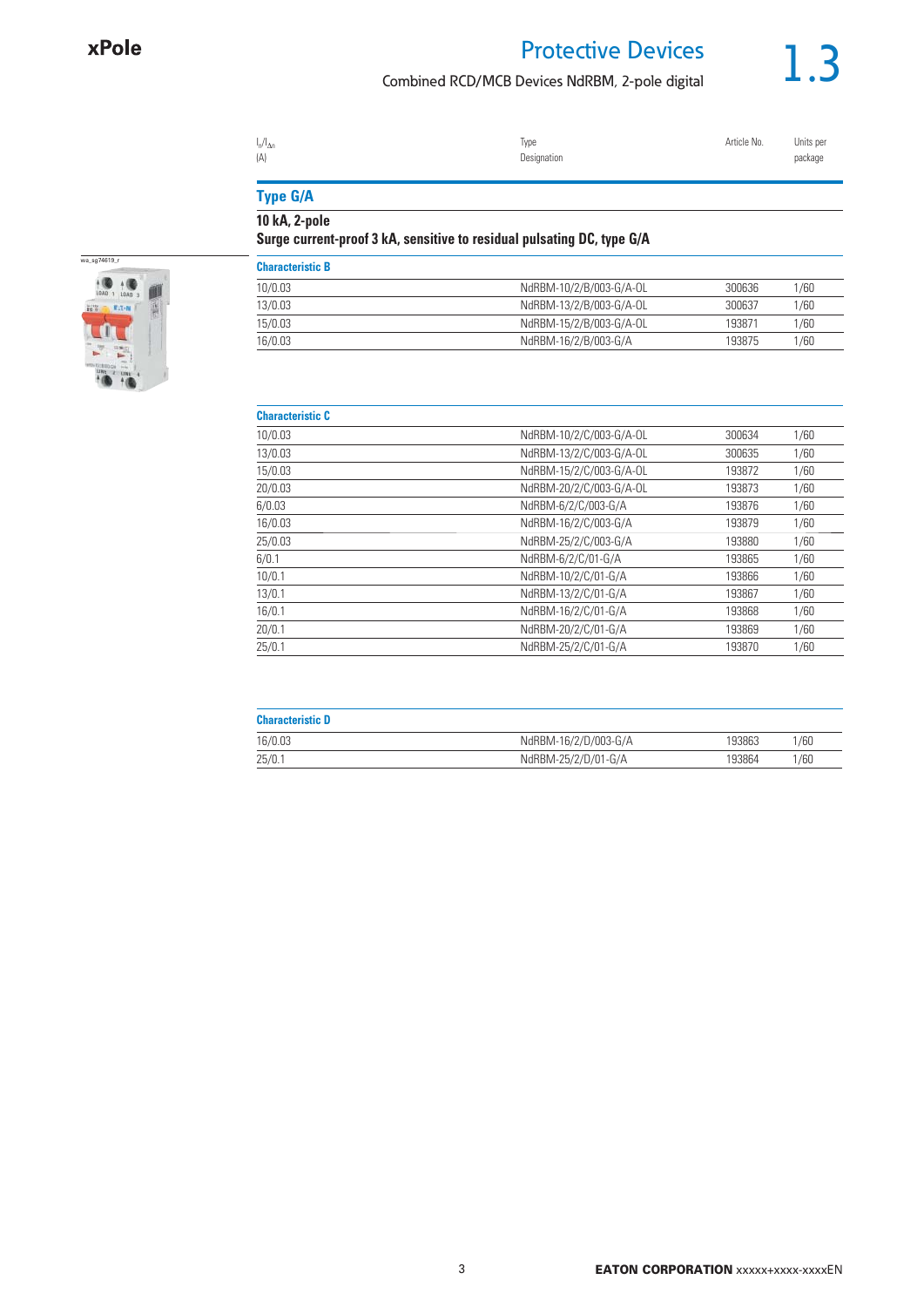# Protective Devices

## Combined RCD/MCB Devices NdRBM, 2-pole digital

| $I_n/I_{\Delta n}$ (A) | Type Designation | Article No. | Units per package |
|---|---|---|---|

## Type G/A

### 10 kA, 2-pole
### Surge current-proof 3 kA, sensitive to residual pulsating DC, type G/A

wa_sg74619_r

**Characteristic B**

| $I_n/I_{\Delta n}$ (A) | Type Designation | Article No. | Units per package |
|---|---|---|---|
| 10/0.03 | NdRBM-10/2/B/003-G/A-OL | 300636 | 1/60 |
| 13/0.03 | NdRBM-13/2/B/003-G/A-OL | 300637 | 1/60 |
| 15/0.03 | NdRBM-15/2/B/003-G/A-OL | 193871 | 1/60 |
| 16/0.03 | NdRBM-16/2/B/003-G/A | 193875 | 1/60 |

**Characteristic C**

| $I_n/I_{\Delta n}$ (A) | Type Designation | Article No. | Units per package |
|---|---|---|---|
| 10/0.03 | NdRBM-10/2/C/003-G/A-OL | 300634 | 1/60 |
| 13/0.03 | NdRBM-13/2/C/003-G/A-OL | 300635 | 1/60 |
| 15/0.03 | NdRBM-15/2/C/003-G/A-OL | 193872 | 1/60 |
| 20/0.03 | NdRBM-20/2/C/003-G/A-OL | 193873 | 1/60 |
| 6/0.03 | NdRBM-6/2/C/003-G/A | 193876 | 1/60 |
| 16/0.03 | NdRBM-16/2/C/003-G/A | 193879 | 1/60 |
| 25/0.03 | NdRBM-25/2/C/003-G/A | 193880 | 1/60 |
| 6/0.1 | NdRBM-6/2/C/01-G/A | 193865 | 1/60 |
| 10/0.1 | NdRBM-10/2/C/01-G/A | 193866 | 1/60 |
| 13/0.1 | NdRBM-13/2/C/01-G/A | 193867 | 1/60 |
| 16/0.1 | NdRBM-16/2/C/01-G/A | 193868 | 1/60 |
| 20/0.1 | NdRBM-20/2/C/01-G/A | 193869 | 1/60 |
| 25/0.1 | NdRBM-25/2/C/01-G/A | 193870 | 1/60 |

**Characteristic D**

| $I_n/I_{\Delta n}$ (A) | Type Designation | Article No. | Units per package |
|---|---|---|---|
| 16/0.03 | NdRBM-16/2/D/003-G/A | 193863 | 1/60 |
| 25/0.1 | NdRBM-25/2/D/01-G/A | 193864 | 1/60 |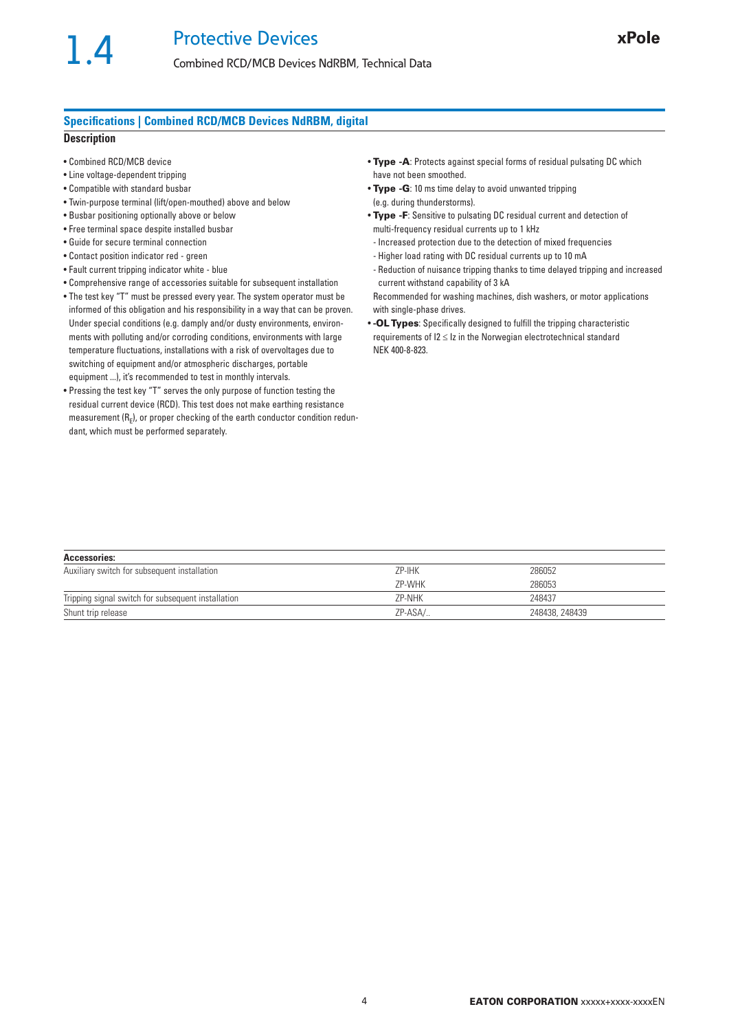## Specifications | Combined RCD/MCB Devices NdRBM, digital

### Description

- Combined RCD/MCB device
- Line voltage-dependent tripping
- Compatible with standard busbar
- Twin-purpose terminal (lift/open-mouthed) above and below
- Busbar positioning optionally above or below
- Free terminal space despite installed busbar
- Guide for secure terminal connection
- Contact position indicator red - green
- Fault current tripping indicator white - blue
- Comprehensive range of accessories suitable for subsequent installation
- The test key "T" must be pressed every year. The system operator must be informed of this obligation and his responsibility in a way that can be proven. Under special conditions (e.g. damply and/or dusty environments, environments with polluting and/or corroding conditions, environments with large temperature fluctuations, installations with a risk of overvoltages due to switching of equipment and/or atmospheric discharges, portable equipment ...), it's recommended to test in monthly intervals.
- Pressing the test key "T" serves the only purpose of function testing the residual current device (RCD). This test does not make earthing resistance measurement ($R_E$), or proper checking of the earth conductor condition redundant, which must be performed separately.
- **Type -A**: Protects against special forms of residual pulsating DC which have not been smoothed.
- **Type -G**: 10 ms time delay to avoid unwanted tripping (e.g. during thunderstorms).
- **Type -F**: Sensitive to pulsating DC residual current and detection of multi-frequency residual currents up to 1 kHz
  - Increased protection due to the detection of mixed frequencies
  - Higher load rating with DC residual currents up to 10 mA
  - Reduction of nuisance tripping thanks to time delayed tripping and increased current withstand capability of 3 kA

  Recommended for washing machines, dish washers, or motor applications with single-phase drives.
- **-OL Types**: Specifically designed to fulfill the tripping characteristic requirements of $I2 \leq Iz$ in the Norwegian electrotechnical standard NEK 400-8-823.

| Accessories: | | |
|---|---|---|
| Auxiliary switch for subsequent installation | ZP-IHK | 286052 |
| | ZP-WHK | 286053 |
| Tripping signal switch for subsequent installation | ZP-NHK | 248437 |
| Shunt trip release | ZP-ASA/.. | 248438, 248439 |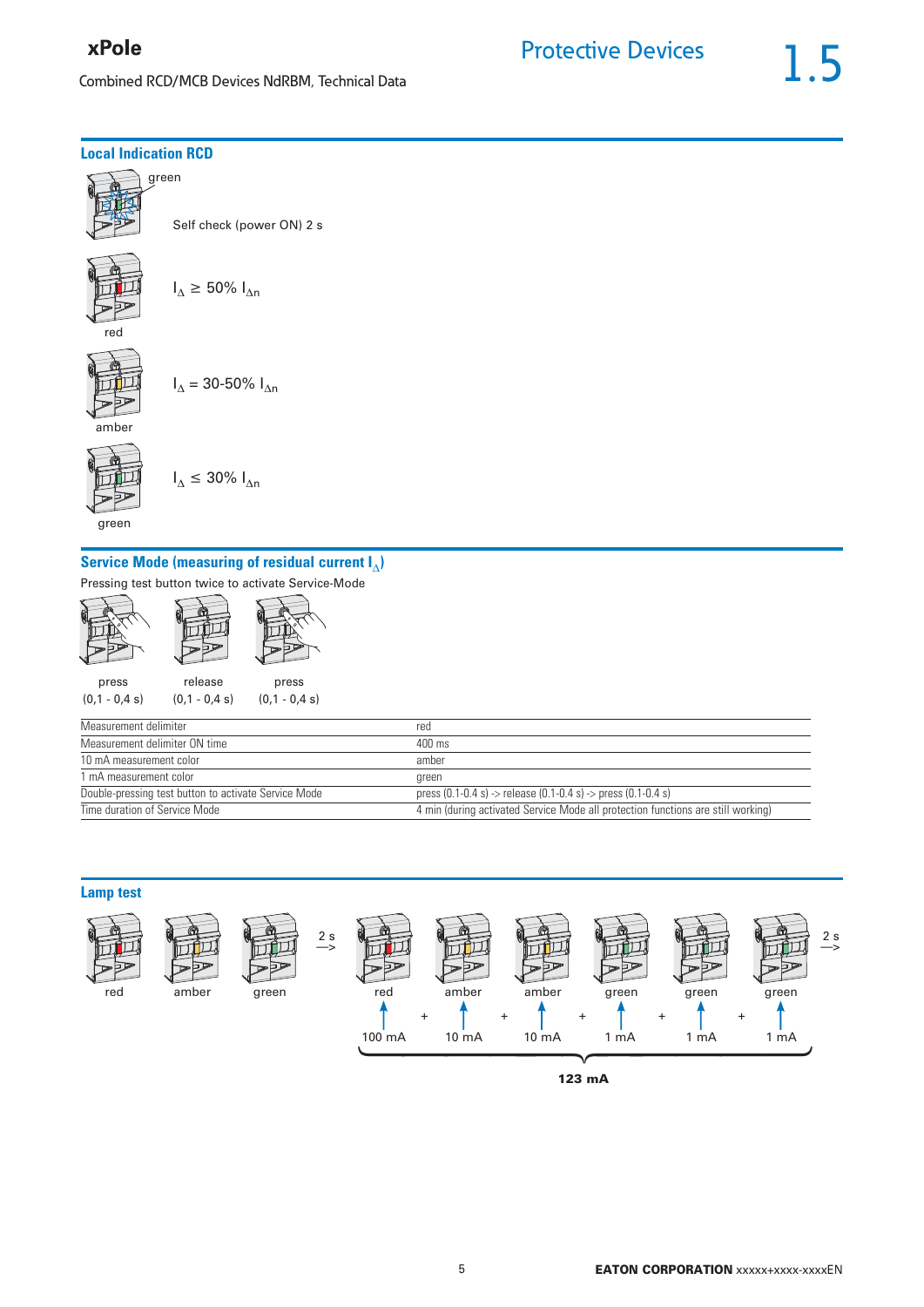## Local Indication RCD

green

Self check (power ON) 2 s

$I_\Delta \geq 50\%\ I_{\Delta n}$

red

$I_\Delta = 30\text{-}50\%\ I_{\Delta n}$

amber

$I_\Delta \leq 30\%\ I_{\Delta n}$

green

## Service Mode (measuring of residual current $I_\Delta$)

Pressing test button twice to activate Service-Mode

| press | release | press |
|---|---|---|
| (0,1 - 0,4 s) | (0,1 - 0,4 s) | (0,1 - 0,4 s) |

| | |
|---|---|
| Measurement delimiter | red |
| Measurement delimiter ON time | 400 ms |
| 10 mA measurement color | amber |
| 1 mA measurement color | green |
| Double-pressing test button to activate Service Mode | press (0.1-0.4 s) -> release (0.1-0.4 s) -> press (0.1-0.4 s) |
| Time duration of Service Mode | 4 min (during activated Service Mode all protection functions are still working) |

## Lamp test

red, amber, green —2 s→ red, amber, amber, green, green, green —2 s→

100 mA + 10 mA + 10 mA + 1 mA + 1 mA + 1 mA

**123 mA**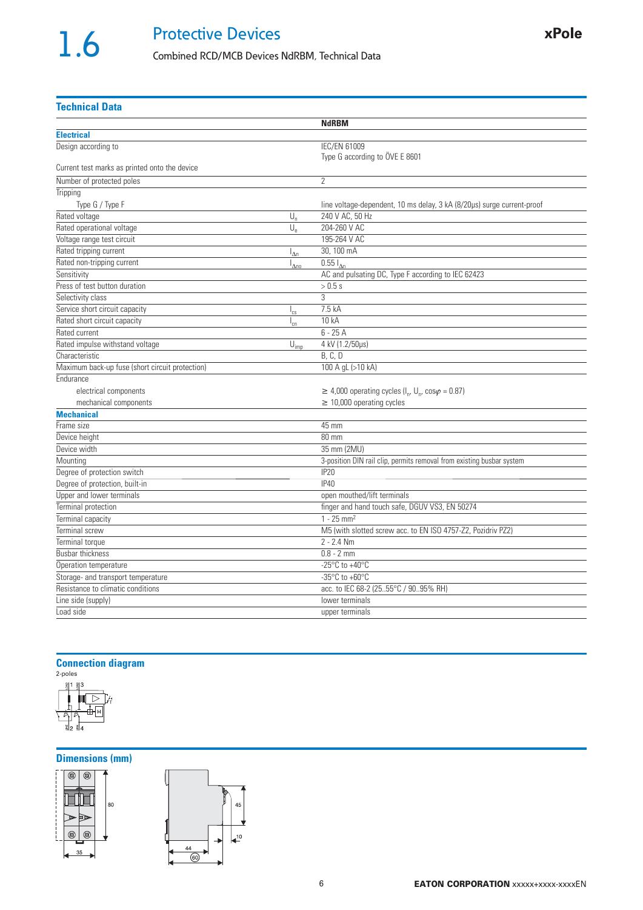# 1.6 Protective Devices

Combined RCD/MCB Devices NdRBM, Technical Data

xPole

## Technical Data

| | | NdRBM |
|---|---|---|
| **Electrical** | | |
| Design according to | | IEC/EN 61009<br>Type G according to ÖVE E 8601 |
| Current test marks as printed onto the device | | |
| Number of protected poles | | 2 |
| Tripping | | |
| Type G / Type F | | line voltage-dependent, 10 ms delay, 3 kA (8/20µs) surge current-proof |
| Rated voltage | $U_n$ | 240 V AC, 50 Hz |
| Rated operational voltage | $U_e$ | 204-260 V AC |
| Voltage range test circuit | | 195-264 V AC |
| Rated tripping current | $I_{\Delta n}$ | 30, 100 mA |
| Rated non-tripping current | $I_{\Delta no}$ | 0.55 $I_{\Delta n}$ |
| Sensitivity | | AC and pulsating DC, Type F according to IEC 62423 |
| Press of test button duration | | > 0.5 s |
| Selectivity class | | 3 |
| Service short circuit capacity | $I_{cs}$ | 7.5 kA |
| Rated short circuit capacity | $I_{cn}$ | 10 kA |
| Rated current | | 6 - 25 A |
| Rated impulse withstand voltage | $U_{imp}$ | 4 kV (1.2/50µs) |
| Characteristic | | B, C, D |
| Maximum back-up fuse (short circuit protection) | | 100 A gL (>10 kA) |
| Endurance | | |
| electrical components | | ≥ 4,000 operating cycles ($I_n$, $U_n$, $\cos\varphi$ = 0.87) |
| mechanical components | | ≥ 10,000 operating cycles |
| **Mechanical** | | |
| Frame size | | 45 mm |
| Device height | | 80 mm |
| Device width | | 35 mm (2MU) |
| Mounting | | 3-position DIN rail clip, permits removal from existing busbar system |
| Degree of protection switch | | IP20 |
| Degree of protection, built-in | | IP40 |
| Upper and lower terminals | | open mouthed/lift terminals |
| Terminal protection | | finger and hand touch safe, DGUV VS3, EN 50274 |
| Terminal capacity | | 1 - 25 mm² |
| Terminal screw | | M5 (with slotted screw acc. to EN ISO 4757-Z2, Pozidriv PZ2) |
| Terminal torque | | 2 - 2.4 Nm |
| Busbar thickness | | 0.8 - 2 mm |
| Operation temperature | | -25°C to +40°C |
| Storage- and transport temperature | | -35°C to +60°C |
| Resistance to climatic conditions | | acc. to IEC 68-2 (25..55°C / 90..95% RH) |
| Line side (supply) | | lower terminals |
| Load side | | upper terminals |

## Connection diagram

2-poles

## Dimensions (mm)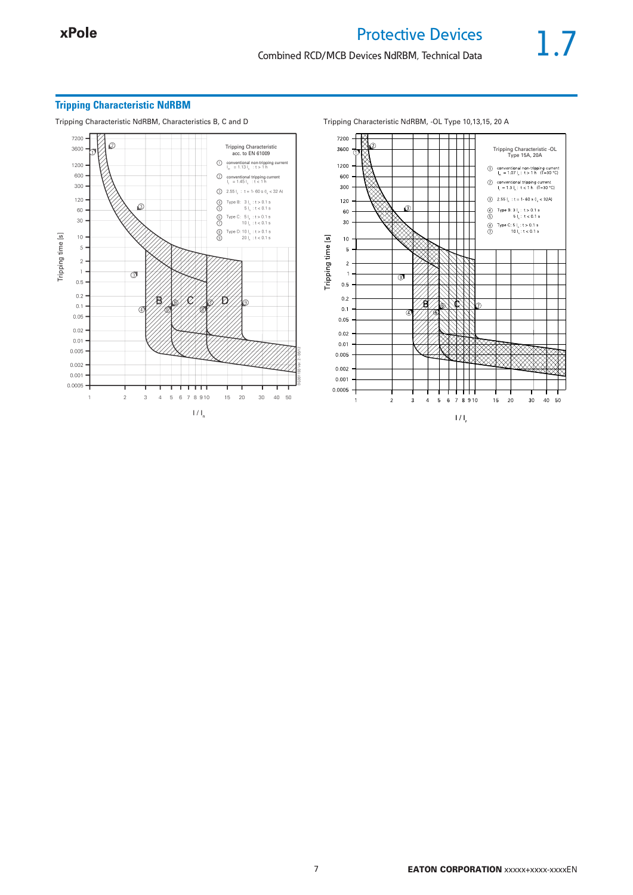## Tripping Characteristic NdRBM

Tripping Characteristic NdRBM, Characteristics B, C and D

Tripping Characteristic acc. to EN 61009

① conventional non-tripping current $I_{nt}$ = 1.13 $I_n$ : t > 1 h

② conventional tripping current $I_t$ = 1.45 $I_n$ : t < 1 h

③ 2.55 $I_n$ : t = 1- 60 s ($I_n$ < 32 A)

④ Type B: 3 $I_n$ : t > 0.1 s
⑤ 5 $I_n$ : t < 0.1 s

⑥ Type C: 5 $I_n$ : t > 0.1 s
⑦ 10 $I_n$ : t < 0.1 s

⑧ Type D: 10 $I_n$ : t > 0.1 s
⑨ 20 $I_n$ : t < 0.1 s

Tripping time [s]

$I / I_n$

Tripping Characteristic NdRBM, -OL Type 10,13,15, 20 A

Tripping Characteristic -OL Type 15A, 20A

① conventional non-tripping current $I_{nt}$ = 1.07 $I_r$ : t > 1 h (T=30 °C)

② conventional tripping current $I_t$ = 1.3 $I_r$ : t < 1 h (T=30 °C)

③ 2.55 $I_r$ : t = 1- 60 s ($I_r$ < 32A)

④ Type B: 3 $I_r$ : t > 0.1 s
⑤ 5 $I_r$ : t < 0.1 s

⑥ Type C: 5 $I_r$ : t > 0.1 s
⑦ 10 $I_r$ : t < 0.1 s

Tripping time [s]

$I / I_r$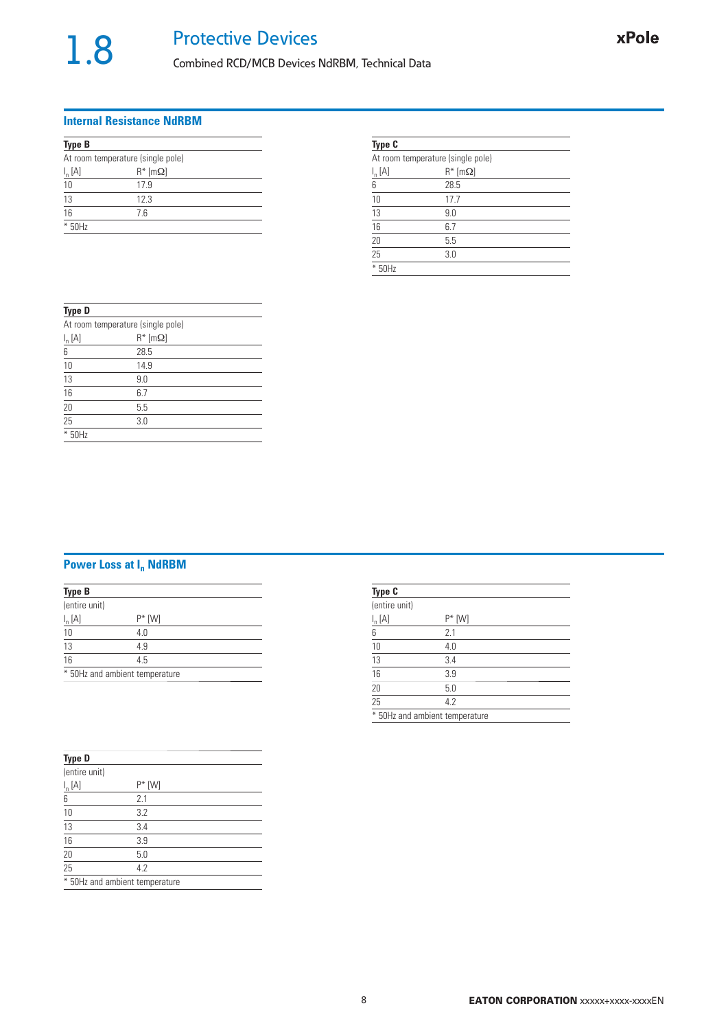# 1.8 Protective Devices

Combined RCD/MCB Devices NdRBM, Technical Data

## Internal Resistance NdRBM

**Type B**

At room temperature (single pole)

| $I_n$ [A] | R* [mΩ] |
|---|---|
| 10 | 17.9 |
| 13 | 12.3 |
| 16 | 7.6 |

* 50Hz

**Type C**

At room temperature (single pole)

| $I_n$ [A] | R* [mΩ] |
|---|---|
| 6 | 28.5 |
| 10 | 17.7 |
| 13 | 9.0 |
| 16 | 6.7 |
| 20 | 5.5 |
| 25 | 3.0 |

* 50Hz

**Type D**

At room temperature (single pole)

| $I_n$ [A] | R* [mΩ] |
|---|---|
| 6 | 28.5 |
| 10 | 14.9 |
| 13 | 9.0 |
| 16 | 6.7 |
| 20 | 5.5 |
| 25 | 3.0 |

* 50Hz

## Power Loss at $I_n$ NdRBM

**Type B**

(entire unit)

| $I_n$ [A] | P* [W] |
|---|---|
| 10 | 4.0 |
| 13 | 4.9 |
| 16 | 4.5 |

* 50Hz and ambient temperature

**Type C**

(entire unit)

| $I_n$ [A] | P* [W] |
|---|---|
| 6 | 2.1 |
| 10 | 4.0 |
| 13 | 3.4 |
| 16 | 3.9 |
| 20 | 5.0 |
| 25 | 4.2 |

* 50Hz and ambient temperature

**Type D**

(entire unit)

| $I_n$ [A] | P* [W] |
|---|---|
| 6 | 2.1 |
| 10 | 3.2 |
| 13 | 3.4 |
| 16 | 3.9 |
| 20 | 5.0 |
| 25 | 4.2 |

* 50Hz and ambient temperature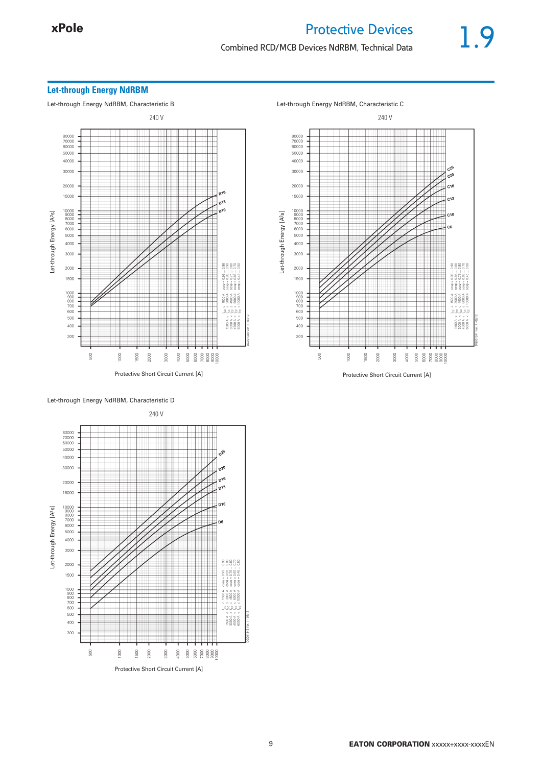## Let-through Energy NdRBM

Let-through Energy NdRBM, Characteristic B

240 V

Let-through Energy [A²s]

Protective Short Circuit Current [A]

Let-through Energy NdRBM, Characteristic C

240 V

Let-through Energy [A²s]

Protective Short Circuit Current [A]

Let-through Energy NdRBM, Characteristic D

240 V

Let-through Energy [A²s]

Protective Short Circuit Current [A]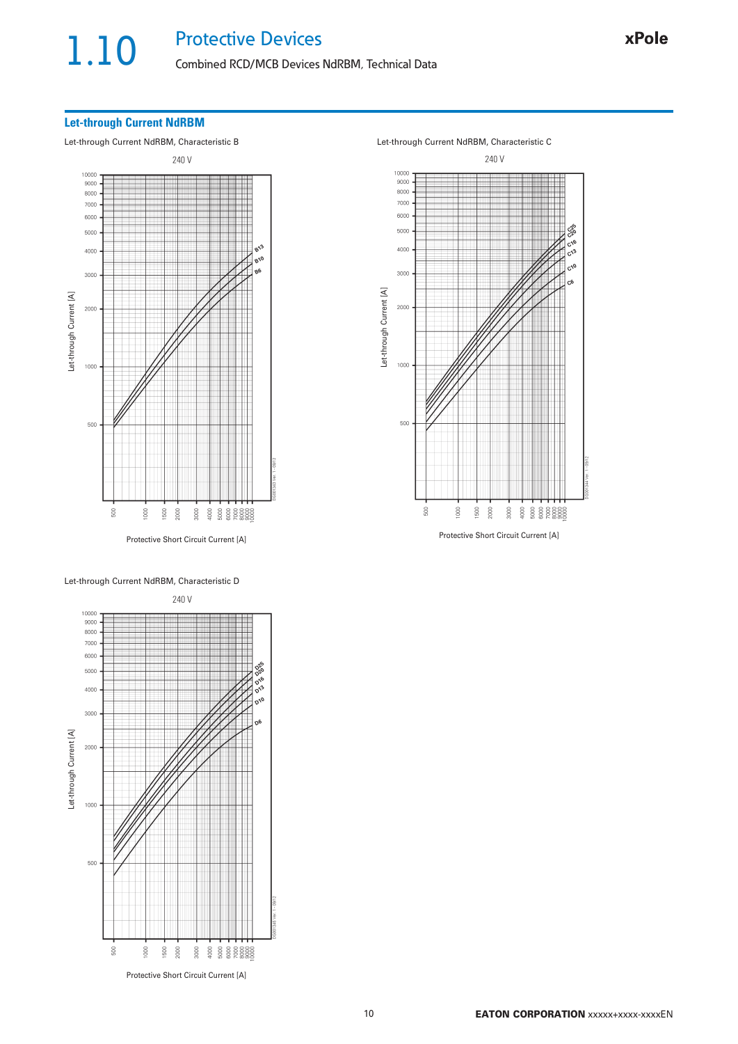## Let-through Current NdRBM

Let-through Current NdRBM, Characteristic B

240 V

Let-through Current [A]

10000
9000
8000
7000
6000
5000
4000
3000
2000
1000
500

B13
B10
B6

500
1000
1500
2000
3000
4000
5000
6000
7000
8000
9000
10000

Protective Short Circuit Current [A]

DG001343 Ver. 1 - 09/12

Let-through Current NdRBM, Characteristic C

240 V

Let-through Current [A]

10000
9000
8000
7000
6000
5000
4000
3000
2000
1000
500

C25
C20
C16
C13
C10
C6

500
1000
1500
2000
3000
4000
5000
6000
7000
8000
9000
10000

Protective Short Circuit Current [A]

DG001344 Ver. 1 - 09/12

Let-through Current NdRBM, Characteristic D

240 V

Let-through Current [A]

10000
9000
8000
7000
6000
5000
4000
3000
2000
1000
500

D25
D20
D16
D13
D10
D6

500
1000
1500
2000
3000
4000
5000
6000
7000
8000
9000
10000

Protective Short Circuit Current [A]

DG001345 Ver. 1 - 09/12